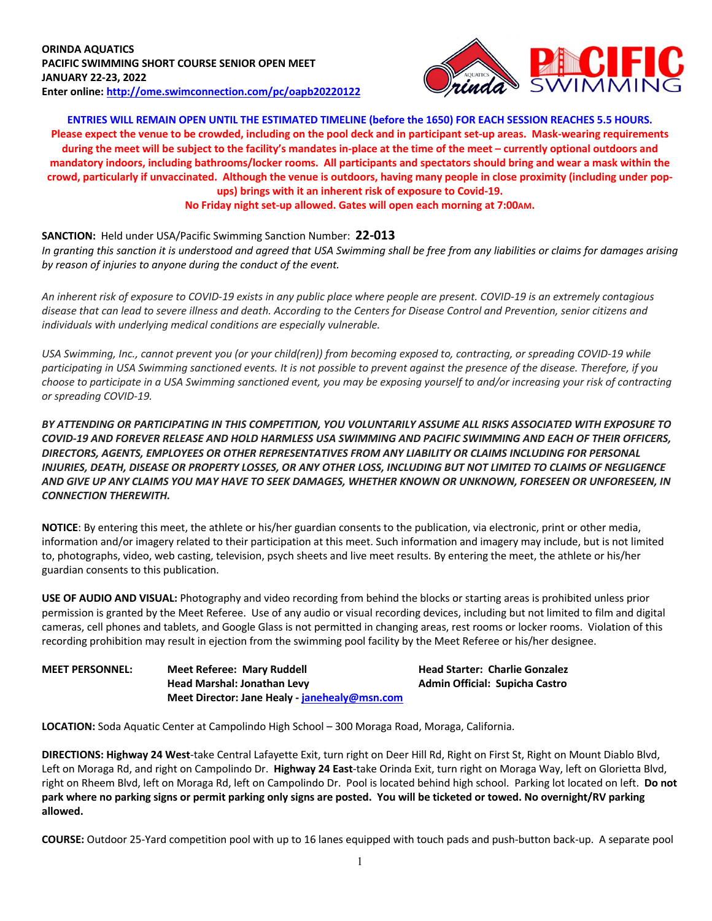**ORINDA AQUATICS**
**PACIFIC SWIMMING SHORT COURSE SENIOR OPEN MEET**
**JANUARY 22-23, 2022**
**Enter online: [http://ome.swimconnection.com/pc/oapb20220122](http://ome.swimconnection.com/pc/oapb20220122)**

**ENTRIES WILL REMAIN OPEN UNTIL THE ESTIMATED TIMELINE (before the 1650) FOR EACH SESSION REACHES 5.5 HOURS.**
**Please expect the venue to be crowded, including on the pool deck and in participant set-up areas. Mask-wearing requirements during the meet will be subject to the facility's mandates in-place at the time of the meet – currently optional outdoors and mandatory indoors, including bathrooms/locker rooms. All participants and spectators should bring and wear a mask within the crowd, particularly if unvaccinated. Although the venue is outdoors, having many people in close proximity (including under pop-ups) brings with it an inherent risk of exposure to Covid-19.**
**No Friday night set-up allowed. Gates will open each morning at 7:00AM.**

**SANCTION:** Held under USA/Pacific Swimming Sanction Number: **22-013**
*In granting this sanction it is understood and agreed that USA Swimming shall be free from any liabilities or claims for damages arising by reason of injuries to anyone during the conduct of the event.*

*An inherent risk of exposure to COVID-19 exists in any public place where people are present. COVID-19 is an extremely contagious disease that can lead to severe illness and death. According to the Centers for Disease Control and Prevention, senior citizens and individuals with underlying medical conditions are especially vulnerable.*

*USA Swimming, Inc., cannot prevent you (or your child(ren)) from becoming exposed to, contracting, or spreading COVID-19 while participating in USA Swimming sanctioned events. It is not possible to prevent against the presence of the disease. Therefore, if you choose to participate in a USA Swimming sanctioned event, you may be exposing yourself to and/or increasing your risk of contracting or spreading COVID-19.*

***BY ATTENDING OR PARTICIPATING IN THIS COMPETITION, YOU VOLUNTARILY ASSUME ALL RISKS ASSOCIATED WITH EXPOSURE TO COVID-19 AND FOREVER RELEASE AND HOLD HARMLESS USA SWIMMING AND PACIFIC SWIMMING AND EACH OF THEIR OFFICERS, DIRECTORS, AGENTS, EMPLOYEES OR OTHER REPRESENTATIVES FROM ANY LIABILITY OR CLAIMS INCLUDING FOR PERSONAL INJURIES, DEATH, DISEASE OR PROPERTY LOSSES, OR ANY OTHER LOSS, INCLUDING BUT NOT LIMITED TO CLAIMS OF NEGLIGENCE AND GIVE UP ANY CLAIMS YOU MAY HAVE TO SEEK DAMAGES, WHETHER KNOWN OR UNKNOWN, FORESEEN OR UNFORESEEN, IN CONNECTION THEREWITH.***

**NOTICE**: By entering this meet, the athlete or his/her guardian consents to the publication, via electronic, print or other media, information and/or imagery related to their participation at this meet. Such information and imagery may include, but is not limited to, photographs, video, web casting, television, psych sheets and live meet results. By entering the meet, the athlete or his/her guardian consents to this publication.

**USE OF AUDIO AND VISUAL:** Photography and video recording from behind the blocks or starting areas is prohibited unless prior permission is granted by the Meet Referee. Use of any audio or visual recording devices, including but not limited to film and digital cameras, cell phones and tablets, and Google Glass is not permitted in changing areas, rest rooms or locker rooms. Violation of this recording prohibition may result in ejection from the swimming pool facility by the Meet Referee or his/her designee.

**MEET PERSONNEL:**
**Meet Referee: Mary Ruddell**
**Head Starter: Charlie Gonzalez**
**Head Marshal: Jonathan Levy**
**Admin Official: Supicha Castro**
**Meet Director: Jane Healy - [janehealy@msn.com](mailto:janehealy@msn.com)**

**LOCATION:** Soda Aquatic Center at Campolindo High School – 300 Moraga Road, Moraga, California.

**DIRECTIONS: Highway 24 West**-take Central Lafayette Exit, turn right on Deer Hill Rd, Right on First St, Right on Mount Diablo Blvd, Left on Moraga Rd, and right on Campolindo Dr. **Highway 24 East**-take Orinda Exit, turn right on Moraga Way, left on Glorietta Blvd, right on Rheem Blvd, left on Moraga Rd, left on Campolindo Dr. Pool is located behind high school. Parking lot located on left. **Do not park where no parking signs or permit parking only signs are posted. You will be ticketed or towed. No overnight/RV parking allowed.**

**COURSE:** Outdoor 25-Yard competition pool with up to 16 lanes equipped with touch pads and push-button back-up. A separate pool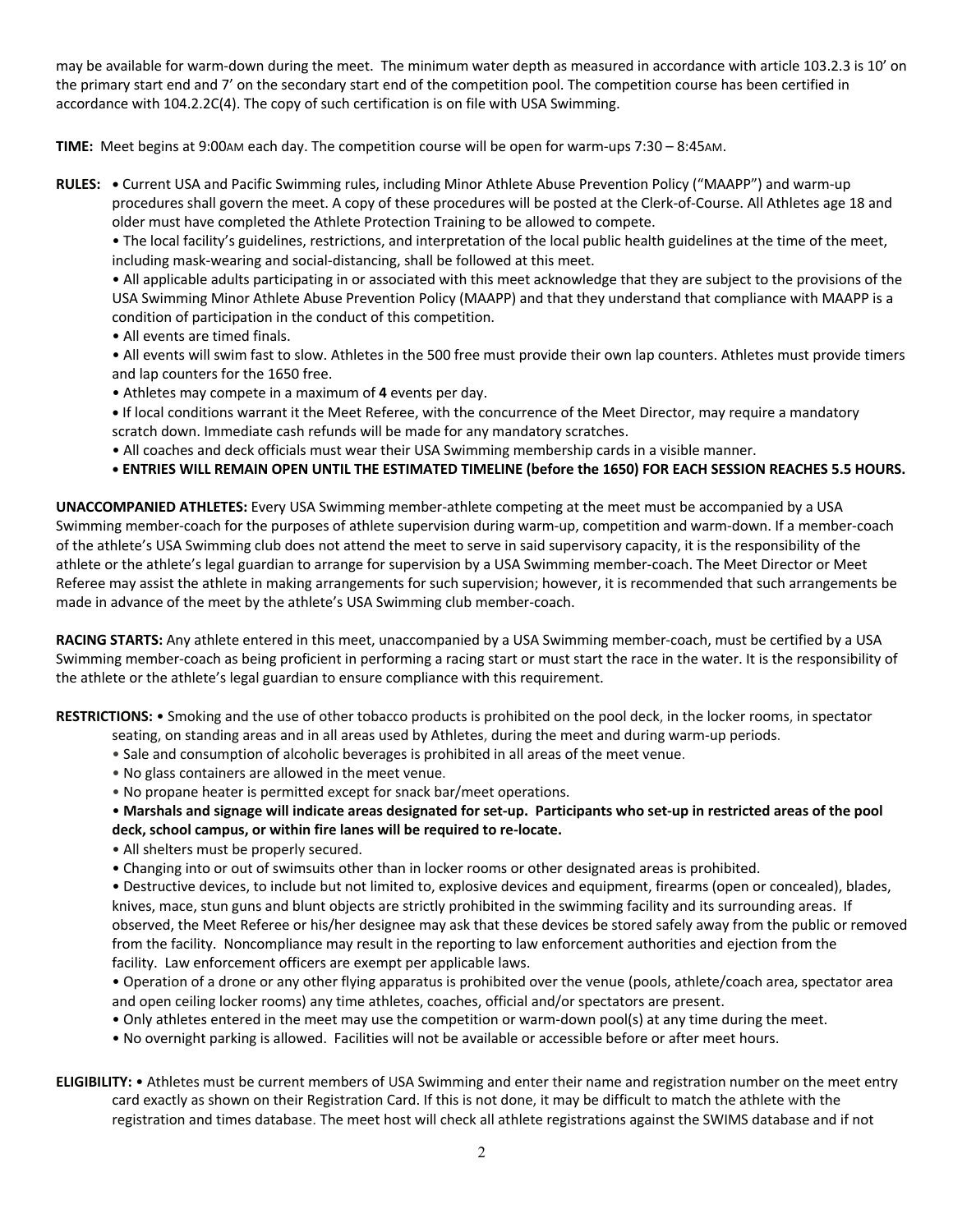may be available for warm-down during the meet. The minimum water depth as measured in accordance with article 103.2.3 is 10' on the primary start end and 7' on the secondary start end of the competition pool. The competition course has been certified in accordance with 104.2.2C(4). The copy of such certification is on file with USA Swimming.

**TIME:** Meet begins at 9:00AM each day. The competition course will be open for warm-ups 7:30 – 8:45AM.

**RULES:** • Current USA and Pacific Swimming rules, including Minor Athlete Abuse Prevention Policy ("MAAPP") and warm-up procedures shall govern the meet. A copy of these procedures will be posted at the Clerk-of-Course. All Athletes age 18 and older must have completed the Athlete Protection Training to be allowed to compete.

- The local facility's guidelines, restrictions, and interpretation of the local public health guidelines at the time of the meet, including mask-wearing and social-distancing, shall be followed at this meet.
- All applicable adults participating in or associated with this meet acknowledge that they are subject to the provisions of the USA Swimming Minor Athlete Abuse Prevention Policy (MAAPP) and that they understand that compliance with MAAPP is a condition of participation in the conduct of this competition.
- All events are timed finals.
- All events will swim fast to slow. Athletes in the 500 free must provide their own lap counters. Athletes must provide timers and lap counters for the 1650 free.
- Athletes may compete in a maximum of **4** events per day.
- If local conditions warrant it the Meet Referee, with the concurrence of the Meet Director, may require a mandatory scratch down. Immediate cash refunds will be made for any mandatory scratches.
- All coaches and deck officials must wear their USA Swimming membership cards in a visible manner.
- **ENTRIES WILL REMAIN OPEN UNTIL THE ESTIMATED TIMELINE (before the 1650) FOR EACH SESSION REACHES 5.5 HOURS.**

**UNACCOMPANIED ATHLETES:** Every USA Swimming member-athlete competing at the meet must be accompanied by a USA Swimming member-coach for the purposes of athlete supervision during warm-up, competition and warm-down. If a member-coach of the athlete's USA Swimming club does not attend the meet to serve in said supervisory capacity, it is the responsibility of the athlete or the athlete's legal guardian to arrange for supervision by a USA Swimming member-coach. The Meet Director or Meet Referee may assist the athlete in making arrangements for such supervision; however, it is recommended that such arrangements be made in advance of the meet by the athlete's USA Swimming club member-coach.

**RACING STARTS:** Any athlete entered in this meet, unaccompanied by a USA Swimming member-coach, must be certified by a USA Swimming member-coach as being proficient in performing a racing start or must start the race in the water. It is the responsibility of the athlete or the athlete's legal guardian to ensure compliance with this requirement.

**RESTRICTIONS:** • Smoking and the use of other tobacco products is prohibited on the pool deck, in the locker rooms, in spectator seating, on standing areas and in all areas used by Athletes, during the meet and during warm-up periods.

- Sale and consumption of alcoholic beverages is prohibited in all areas of the meet venue.
- No glass containers are allowed in the meet venue.
- No propane heater is permitted except for snack bar/meet operations.
- **Marshals and signage will indicate areas designated for set-up. Participants who set-up in restricted areas of the pool deck, school campus, or within fire lanes will be required to re-locate.**
- All shelters must be properly secured.
- Changing into or out of swimsuits other than in locker rooms or other designated areas is prohibited.
- Destructive devices, to include but not limited to, explosive devices and equipment, firearms (open or concealed), blades, knives, mace, stun guns and blunt objects are strictly prohibited in the swimming facility and its surrounding areas. If observed, the Meet Referee or his/her designee may ask that these devices be stored safely away from the public or removed from the facility. Noncompliance may result in the reporting to law enforcement authorities and ejection from the facility. Law enforcement officers are exempt per applicable laws.
- Operation of a drone or any other flying apparatus is prohibited over the venue (pools, athlete/coach area, spectator area and open ceiling locker rooms) any time athletes, coaches, official and/or spectators are present.
- Only athletes entered in the meet may use the competition or warm-down pool(s) at any time during the meet.
- No overnight parking is allowed. Facilities will not be available or accessible before or after meet hours.

**ELIGIBILITY:** • Athletes must be current members of USA Swimming and enter their name and registration number on the meet entry card exactly as shown on their Registration Card. If this is not done, it may be difficult to match the athlete with the registration and times database. The meet host will check all athlete registrations against the SWIMS database and if not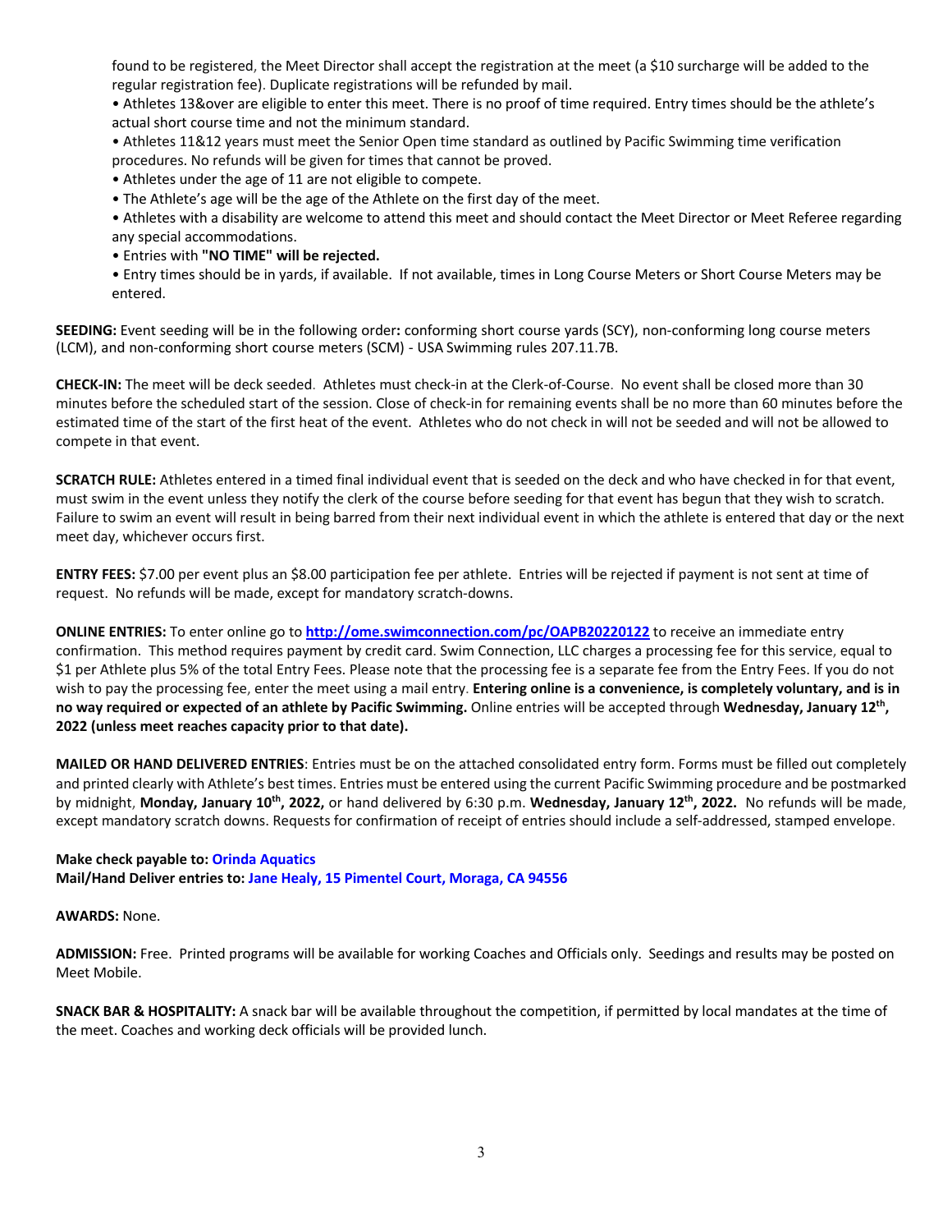found to be registered, the Meet Director shall accept the registration at the meet (a $10 surcharge will be added to the regular registration fee). Duplicate registrations will be refunded by mail.

- Athletes 13&over are eligible to enter this meet. There is no proof of time required. Entry times should be the athlete's actual short course time and not the minimum standard.
- Athletes 11&12 years must meet the Senior Open time standard as outlined by Pacific Swimming time verification procedures. No refunds will be given for times that cannot be proved.
- Athletes under the age of 11 are not eligible to compete.
- The Athlete's age will be the age of the Athlete on the first day of the meet.
- Athletes with a disability are welcome to attend this meet and should contact the Meet Director or Meet Referee regarding any special accommodations.
- Entries with **"NO TIME" will be rejected.**
- Entry times should be in yards, if available. If not available, times in Long Course Meters or Short Course Meters may be entered.

**SEEDING:** Event seeding will be in the following order**:** conforming short course yards (SCY), non-conforming long course meters (LCM), and non-conforming short course meters (SCM) - USA Swimming rules 207.11.7B.

**CHECK-IN:** The meet will be deck seeded. Athletes must check-in at the Clerk-of-Course. No event shall be closed more than 30 minutes before the scheduled start of the session. Close of check-in for remaining events shall be no more than 60 minutes before the estimated time of the start of the first heat of the event. Athletes who do not check in will not be seeded and will not be allowed to compete in that event.

**SCRATCH RULE:** Athletes entered in a timed final individual event that is seeded on the deck and who have checked in for that event, must swim in the event unless they notify the clerk of the course before seeding for that event has begun that they wish to scratch. Failure to swim an event will result in being barred from their next individual event in which the athlete is entered that day or the next meet day, whichever occurs first.

**ENTRY FEES:** $7.00 per event plus an $8.00 participation fee per athlete. Entries will be rejected if payment is not sent at time of request. No refunds will be made, except for mandatory scratch-downs.

**ONLINE ENTRIES:** To enter online go to **http://ome.swimconnection.com/pc/OAPB20220122** to receive an immediate entry confirmation. This method requires payment by credit card. Swim Connection, LLC charges a processing fee for this service, equal to $1 per Athlete plus 5% of the total Entry Fees. Please note that the processing fee is a separate fee from the Entry Fees. If you do not wish to pay the processing fee, enter the meet using a mail entry. **Entering online is a convenience, is completely voluntary, and is in no way required or expected of an athlete by Pacific Swimming.** Online entries will be accepted through **Wednesday, January 12th, 2022 (unless meet reaches capacity prior to that date).**

**MAILED OR HAND DELIVERED ENTRIES**: Entries must be on the attached consolidated entry form. Forms must be filled out completely and printed clearly with Athlete's best times. Entries must be entered using the current Pacific Swimming procedure and be postmarked by midnight, **Monday, January 10th, 2022,** or hand delivered by 6:30 p.m. **Wednesday, January 12th, 2022.** No refunds will be made, except mandatory scratch downs. Requests for confirmation of receipt of entries should include a self-addressed, stamped envelope.

**Make check payable to: Orinda Aquatics**
**Mail/Hand Deliver entries to: Jane Healy, 15 Pimentel Court, Moraga, CA 94556**

**AWARDS:** None.

**ADMISSION:** Free. Printed programs will be available for working Coaches and Officials only. Seedings and results may be posted on Meet Mobile.

**SNACK BAR & HOSPITALITY:** A snack bar will be available throughout the competition, if permitted by local mandates at the time of the meet. Coaches and working deck officials will be provided lunch.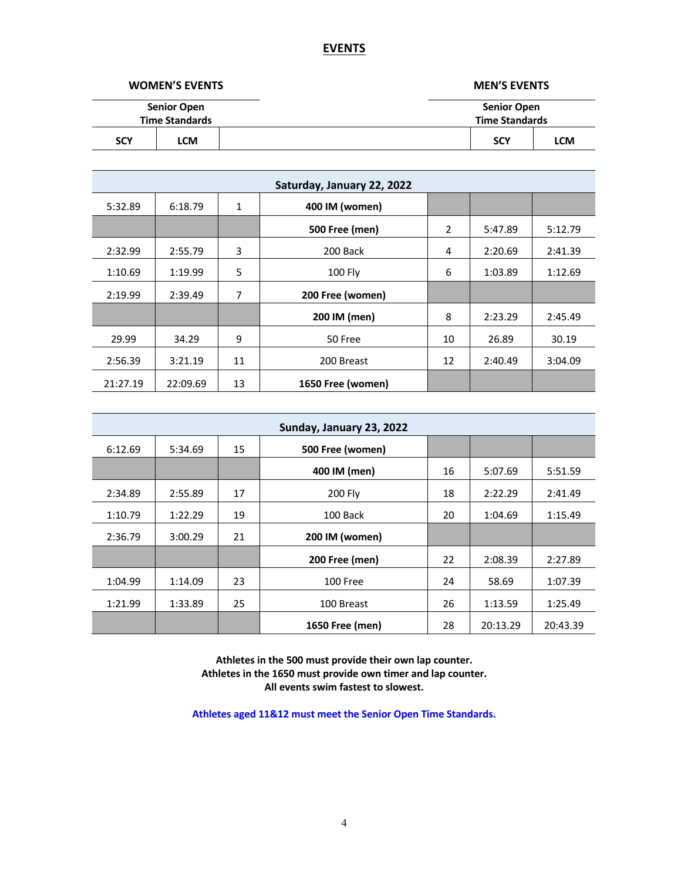## EVENTS

| WOMEN'S EVENTS Senior Open Time Standards SCY | LCM | | | | MEN'S EVENTS Senior Open Time Standards SCY | LCM |
|---|---|---|---|---|---|---|
| **Saturday, January 22, 2022** | | | | | | |
| 5:32.89 | 6:18.79 | 1 | **400 IM (women)** | | | |
| | | | **500 Free (men)** | 2 | 5:47.89 | 5:12.79 |
| 2:32.99 | 2:55.79 | 3 | 200 Back | 4 | 2:20.69 | 2:41.39 |
| 1:10.69 | 1:19.99 | 5 | 100 Fly | 6 | 1:03.89 | 1:12.69 |
| 2:19.99 | 2:39.49 | 7 | **200 Free (women)** | | | |
| | | | **200 IM (men)** | 8 | 2:23.29 | 2:45.49 |
| 29.99 | 34.29 | 9 | 50 Free | 10 | 26.89 | 30.19 |
| 2:56.39 | 3:21.19 | 11 | 200 Breast | 12 | 2:40.49 | 3:04.09 |
| 21:27.19 | 22:09.69 | 13 | **1650 Free (women)** | | | |
| **Sunday, January 23, 2022** | | | | | | |
| 6:12.69 | 5:34.69 | 15 | **500 Free (women)** | | | |
| | | | **400 IM (men)** | 16 | 5:07.69 | 5:51.59 |
| 2:34.89 | 2:55.89 | 17 | 200 Fly | 18 | 2:22.29 | 2:41.49 |
| 1:10.79 | 1:22.29 | 19 | 100 Back | 20 | 1:04.69 | 1:15.49 |
| 2:36.79 | 3:00.29 | 21 | **200 IM (women)** | | | |
| | | | **200 Free (men)** | 22 | 2:08.39 | 2:27.89 |
| 1:04.99 | 1:14.09 | 23 | 100 Free | 24 | 58.69 | 1:07.39 |
| 1:21.99 | 1:33.89 | 25 | 100 Breast | 26 | 1:13.59 | 1:25.49 |
| | | | **1650 Free (men)** | 28 | 20:13.29 | 20:43.39 |

**Athletes in the 500 must provide their own lap counter.**
**Athletes in the 1650 must provide own timer and lap counter.**
**All events swim fastest to slowest.**

**Athletes aged 11&12 must meet the Senior Open Time Standards.**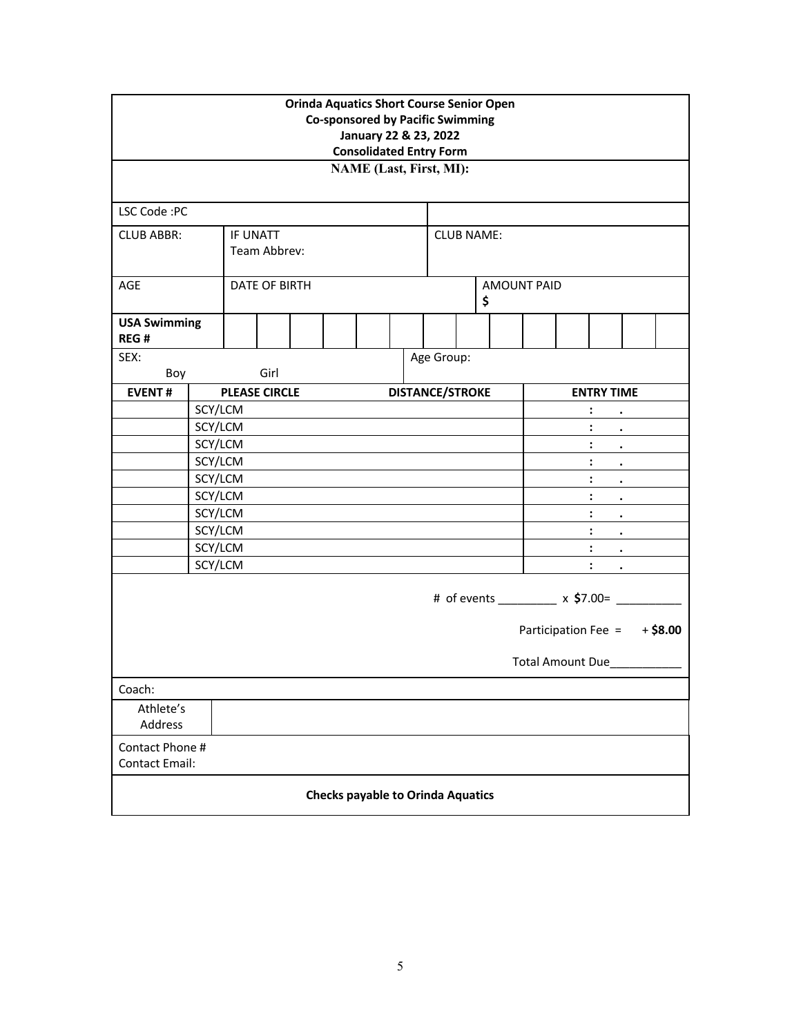**Orinda Aquatics Short Course Senior Open**
**Co-sponsored by Pacific Swimming**
**January 22 & 23, 2022**
**Consolidated Entry Form**

**NAME (Last, First, MI):**

| | | | |
|---|---|---|---|
| LSC Code :PC | | | |
| CLUB ABBR: | IF UNATT Team Abbrev: | CLUB NAME: | |
| AGE | DATE OF BIRTH | | AMOUNT PAID $ |

| | | | | | | | | | | | | | |
|---|---|---|---|---|---|---|---|---|---|---|---|---|---|
| **USA Swimming REG #** | | | | | | | | | | | | | |

| | |
|---|---|
| SEX: Boy Girl | Age Group: |

| EVENT # | PLEASE CIRCLE | DISTANCE/STROKE | ENTRY TIME |
|---|---|---|---|
| | SCY/LCM | | : . |
| | SCY/LCM | | : . |
| | SCY/LCM | | : . |
| | SCY/LCM | | : . |
| | SCY/LCM | | : . |
| | SCY/LCM | | : . |
| | SCY/LCM | | : . |
| | SCY/LCM | | : . |
| | SCY/LCM | | : . |
| | SCY/LCM | | : . |

# of events _________ x **$**7.00= __________

Participation Fee = + **$8.00**

Total Amount Due___________

| | |
|---|---|
| Coach: | |
| Athlete's Address | |
| Contact Phone # Contact Email: | |

**Checks payable to Orinda Aquatics**